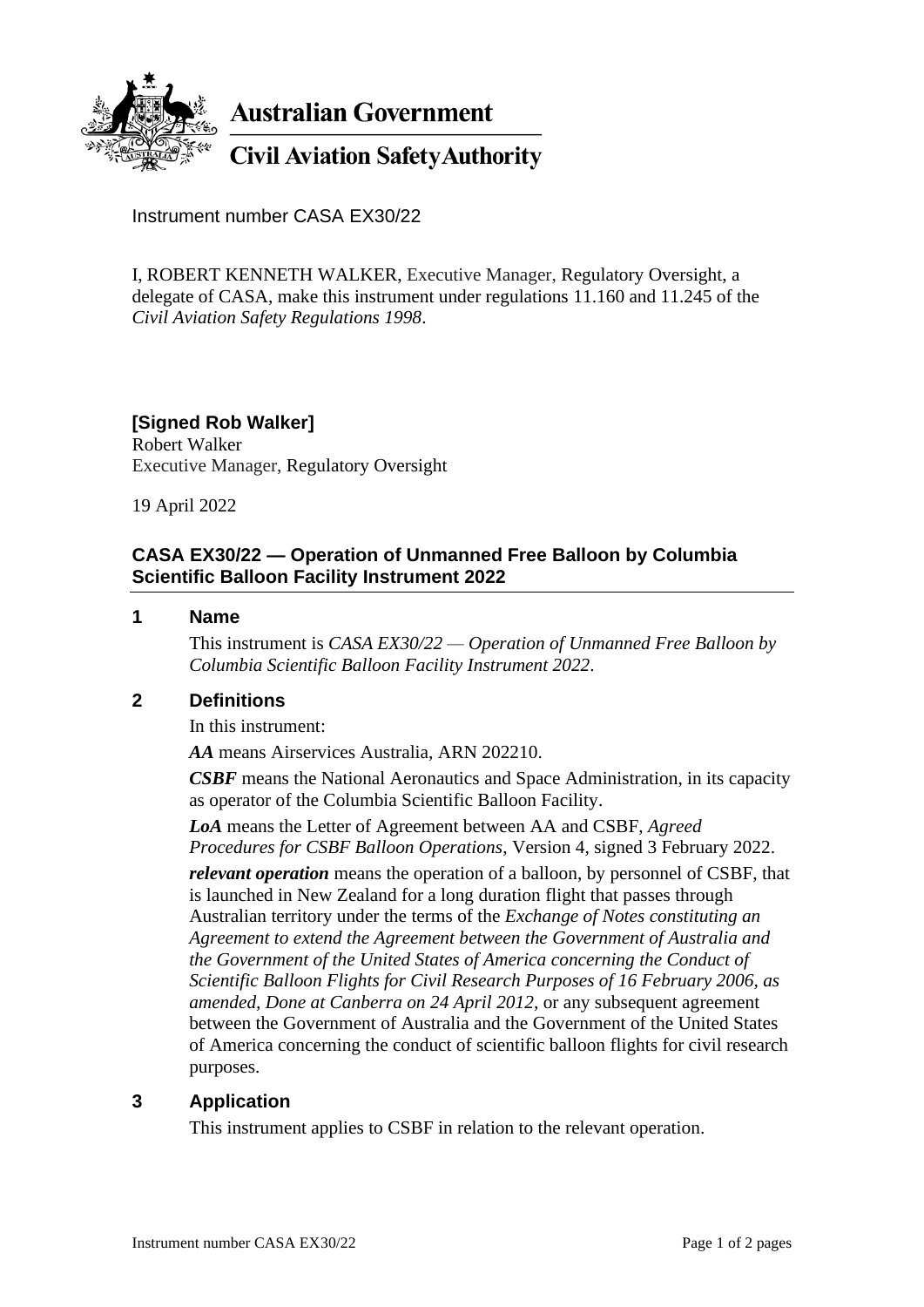**Australian Government**

**Civil Aviation Safety Authority**

Instrument number CASA EX30/22

I, ROBERT KENNETH WALKER, Executive Manager, Regulatory Oversight, a delegate of CASA, make this instrument under regulations 11.160 and 11.245 of the *Civil Aviation Safety Regulations 1998*.

**[Signed Rob Walker]**
Robert Walker
Executive Manager, Regulatory Oversight

19 April 2022

## CASA EX30/22 — Operation of Unmanned Free Balloon by Columbia Scientific Balloon Facility Instrument 2022

### 1 Name

This instrument is *CASA EX30/22 — Operation of Unmanned Free Balloon by Columbia Scientific Balloon Facility Instrument 2022*.

### 2 Definitions

In this instrument:

***AA*** means Airservices Australia, ARN 202210.

***CSBF*** means the National Aeronautics and Space Administration, in its capacity as operator of the Columbia Scientific Balloon Facility.

***LoA*** means the Letter of Agreement between AA and CSBF, *Agreed Procedures for CSBF Balloon Operations*, Version 4, signed 3 February 2022.

***relevant operation*** means the operation of a balloon, by personnel of CSBF, that is launched in New Zealand for a long duration flight that passes through Australian territory under the terms of the *Exchange of Notes constituting an Agreement to extend the Agreement between the Government of Australia and the Government of the United States of America concerning the Conduct of Scientific Balloon Flights for Civil Research Purposes of 16 February 2006, as amended, Done at Canberra on 24 April 2012*, or any subsequent agreement between the Government of Australia and the Government of the United States of America concerning the conduct of scientific balloon flights for civil research purposes.

### 3 Application

This instrument applies to CSBF in relation to the relevant operation.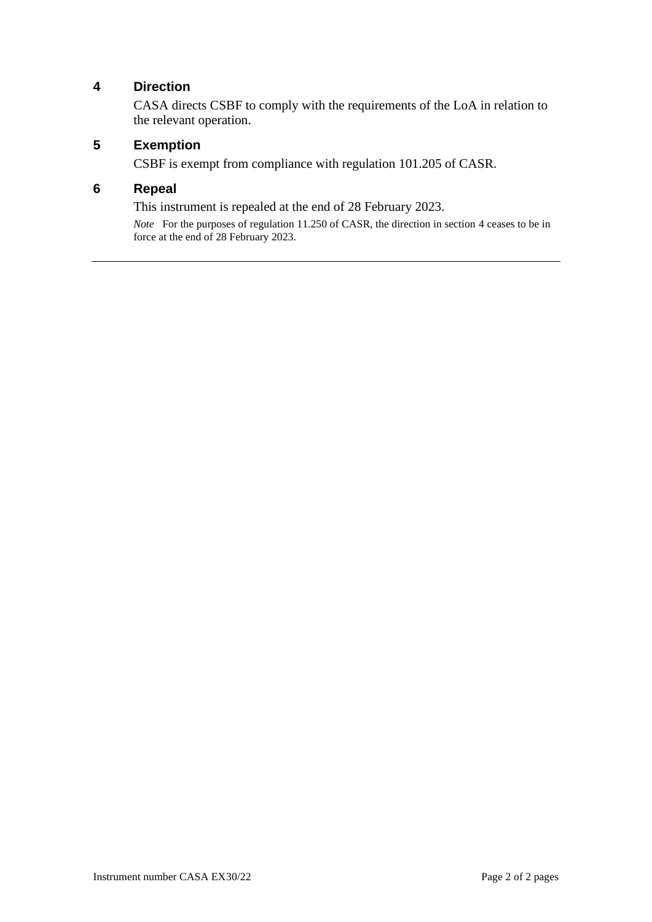## 4 Direction

CASA directs CSBF to comply with the requirements of the LoA in relation to the relevant operation.

## 5 Exemption

CSBF is exempt from compliance with regulation 101.205 of CASR.

## 6 Repeal

This instrument is repealed at the end of 28 February 2023.

*Note* For the purposes of regulation 11.250 of CASR, the direction in section 4 ceases to be in force at the end of 28 February 2023.